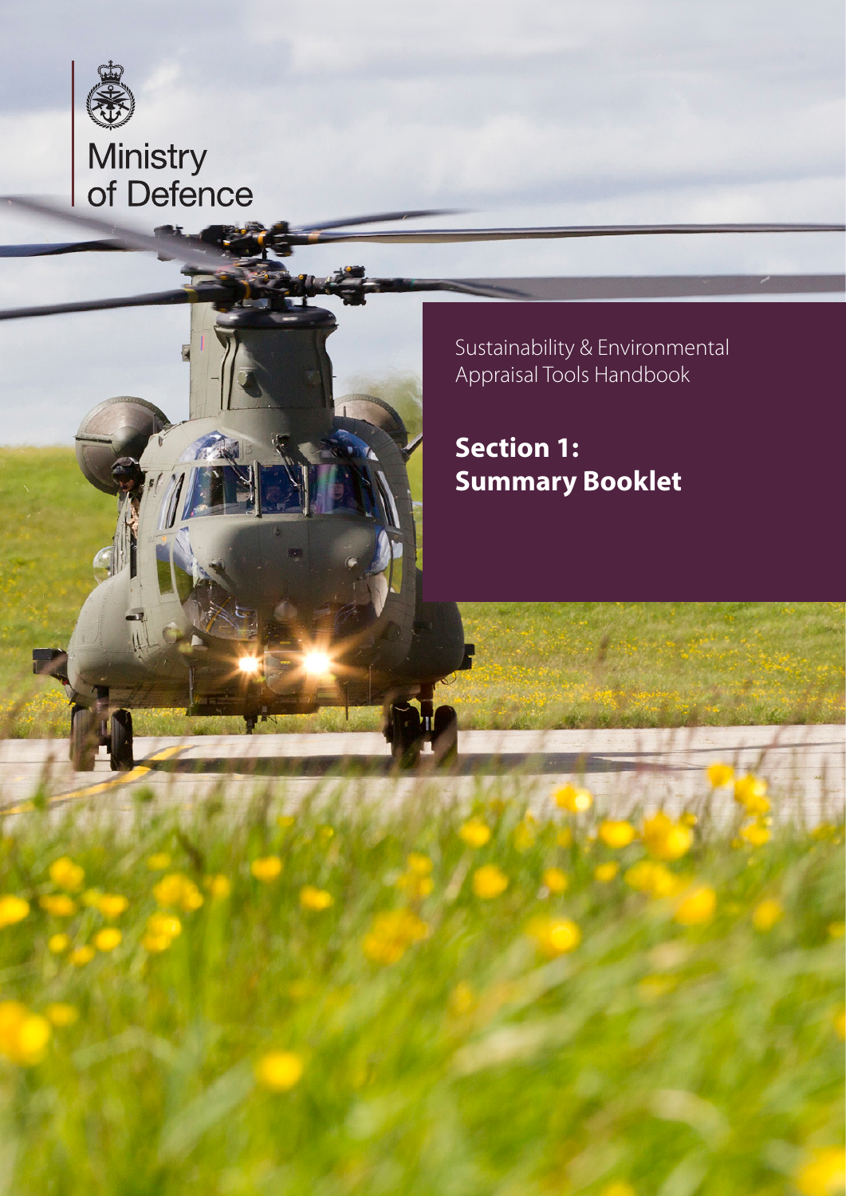Ministry of Defence

Sustainability & Environmental Appraisal Tools Handbook

# Section 1: Summary Booklet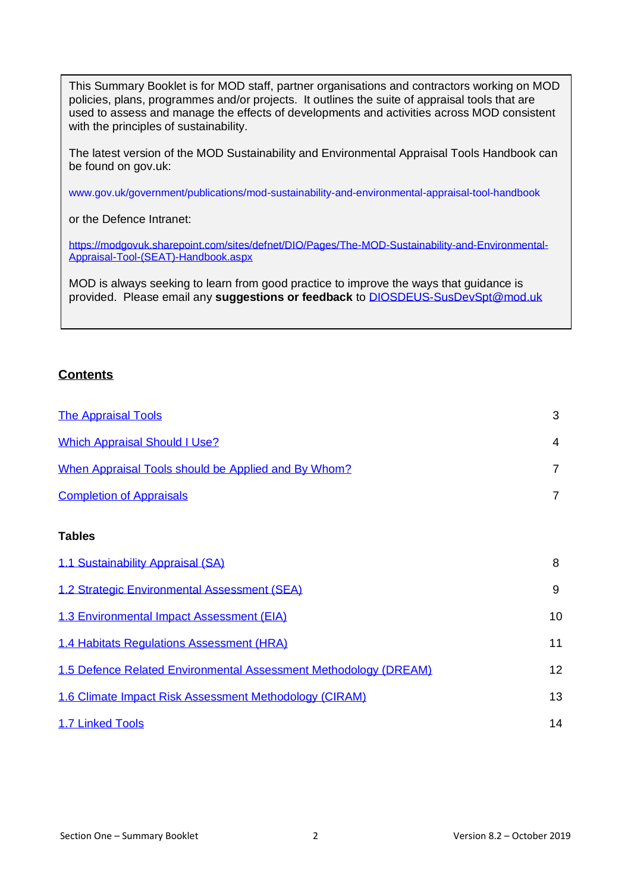This Summary Booklet is for MOD staff, partner organisations and contractors working on MOD policies, plans, programmes and/or projects. It outlines the suite of appraisal tools that are used to assess and manage the effects of developments and activities across MOD consistent with the principles of sustainability.

The latest version of the MOD Sustainability and Environmental Appraisal Tools Handbook can be found on gov.uk:

www.gov.uk/government/publications/mod-sustainability-and-environmental-appraisal-tool-handbook

or the Defence Intranet:

https://modgovuk.sharepoint.com/sites/defnet/DIO/Pages/The-MOD-Sustainability-and-Environmental-Appraisal-Tool-(SEAT)-Handbook.aspx

MOD is always seeking to learn from good practice to improve the ways that guidance is provided. Please email any **suggestions or feedback** to DIOSDEUS-SusDevSpt@mod.uk

## Contents

| | |
|---|---|
| The Appraisal Tools | 3 |
| Which Appraisal Should I Use? | 4 |
| When Appraisal Tools should be Applied and By Whom? | 7 |
| Completion of Appraisals | 7 |

**Tables**

| | |
|---|---|
| 1.1 Sustainability Appraisal (SA) | 8 |
| 1.2 Strategic Environmental Assessment (SEA) | 9 |
| 1.3 Environmental Impact Assessment (EIA) | 10 |
| 1.4 Habitats Regulations Assessment (HRA) | 11 |
| 1.5 Defence Related Environmental Assessment Methodology (DREAM) | 12 |
| 1.6 Climate Impact Risk Assessment Methodology (CIRAM) | 13 |
| 1.7 Linked Tools | 14 |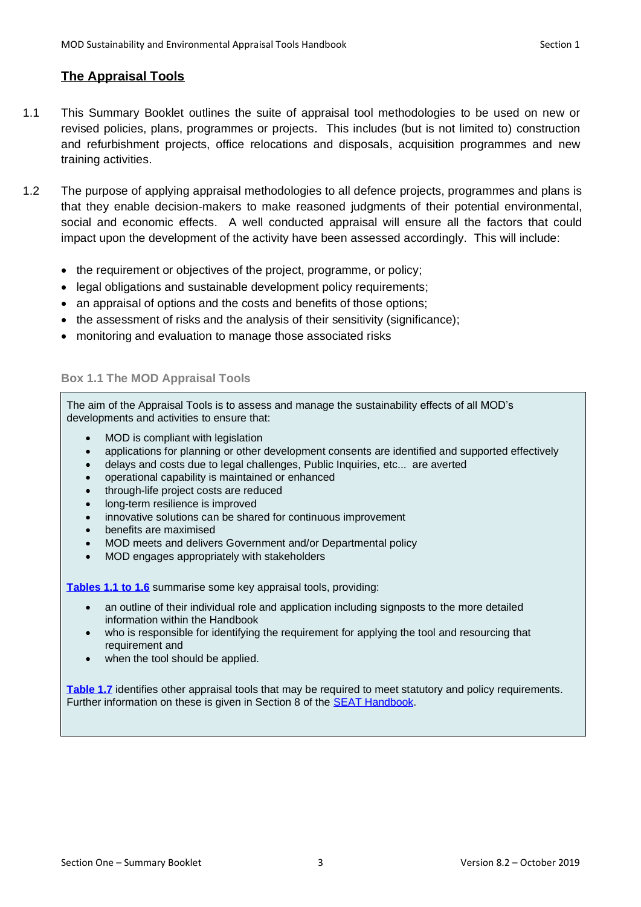## The Appraisal Tools

1.1 This Summary Booklet outlines the suite of appraisal tool methodologies to be used on new or revised policies, plans, programmes or projects. This includes (but is not limited to) construction and refurbishment projects, office relocations and disposals, acquisition programmes and new training activities.

1.2 The purpose of applying appraisal methodologies to all defence projects, programmes and plans is that they enable decision-makers to make reasoned judgments of their potential environmental, social and economic effects. A well conducted appraisal will ensure all the factors that could impact upon the development of the activity have been assessed accordingly. This will include:

- the requirement or objectives of the project, programme, or policy;
- legal obligations and sustainable development policy requirements;
- an appraisal of options and the costs and benefits of those options;
- the assessment of risks and the analysis of their sensitivity (significance);
- monitoring and evaluation to manage those associated risks

**Box 1.1 The MOD Appraisal Tools**

The aim of the Appraisal Tools is to assess and manage the sustainability effects of all MOD's developments and activities to ensure that:

- MOD is compliant with legislation
- applications for planning or other development consents are identified and supported effectively
- delays and costs due to legal challenges, Public Inquiries, etc... are averted
- operational capability is maintained or enhanced
- through-life project costs are reduced
- long-term resilience is improved
- innovative solutions can be shared for continuous improvement
- benefits are maximised
- MOD meets and delivers Government and/or Departmental policy
- MOD engages appropriately with stakeholders

**Tables 1.1 to 1.6** summarise some key appraisal tools, providing:

- an outline of their individual role and application including signposts to the more detailed information within the Handbook
- who is responsible for identifying the requirement for applying the tool and resourcing that requirement and
- when the tool should be applied.

**Table 1.7** identifies other appraisal tools that may be required to meet statutory and policy requirements. Further information on these is given in Section 8 of the SEAT Handbook.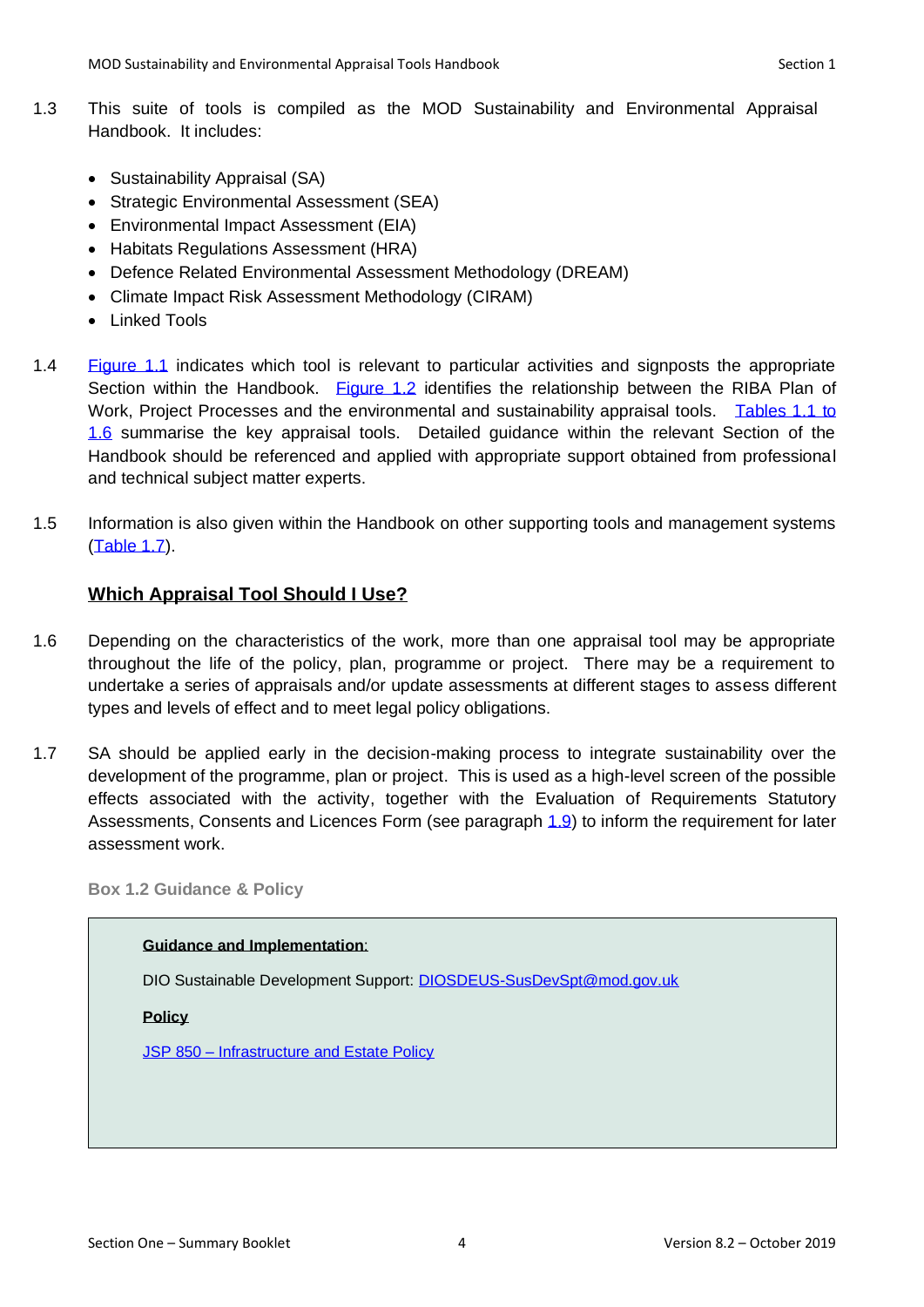1.3 This suite of tools is compiled as the MOD Sustainability and Environmental Appraisal Handbook. It includes:

- Sustainability Appraisal (SA)
- Strategic Environmental Assessment (SEA)
- Environmental Impact Assessment (EIA)
- Habitats Regulations Assessment (HRA)
- Defence Related Environmental Assessment Methodology (DREAM)
- Climate Impact Risk Assessment Methodology (CIRAM)
- Linked Tools

1.4 Figure 1.1 indicates which tool is relevant to particular activities and signposts the appropriate Section within the Handbook. Figure 1.2 identifies the relationship between the RIBA Plan of Work, Project Processes and the environmental and sustainability appraisal tools. Tables 1.1 to 1.6 summarise the key appraisal tools. Detailed guidance within the relevant Section of the Handbook should be referenced and applied with appropriate support obtained from professional and technical subject matter experts.

1.5 Information is also given within the Handbook on other supporting tools and management systems (Table 1.7).

## Which Appraisal Tool Should I Use?

1.6 Depending on the characteristics of the work, more than one appraisal tool may be appropriate throughout the life of the policy, plan, programme or project. There may be a requirement to undertake a series of appraisals and/or update assessments at different stages to assess different types and levels of effect and to meet legal policy obligations.

1.7 SA should be applied early in the decision-making process to integrate sustainability over the development of the programme, plan or project. This is used as a high-level screen of the possible effects associated with the activity, together with the Evaluation of Requirements Statutory Assessments, Consents and Licences Form (see paragraph 1.9) to inform the requirement for later assessment work.

**Box 1.2 Guidance & Policy**

**Guidance and Implementation:**

DIO Sustainable Development Support: DIOSDEUS-SusDevSpt@mod.gov.uk

**Policy**

JSP 850 – Infrastructure and Estate Policy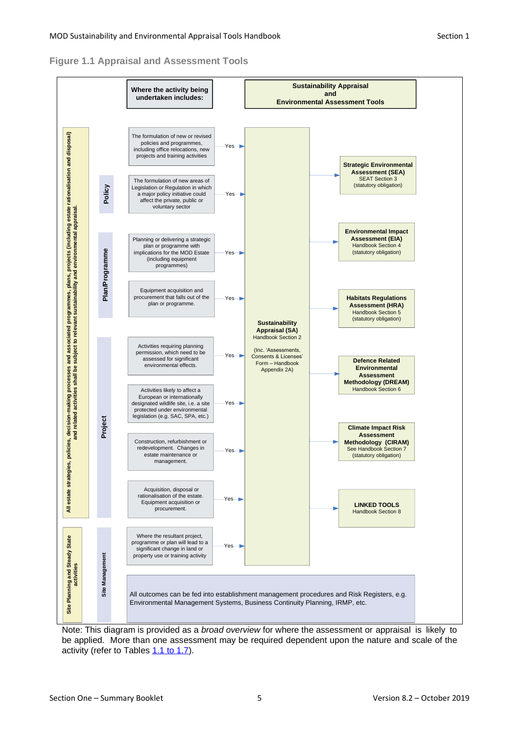## Figure 1.1 Appraisal and Assessment Tools

**Where the activity being undertaken includes:**

**Sustainability Appraisal and Environmental Assessment Tools**

*All estate strategies, policies, decision-making processes and associated programmes, plans, projects (including estate rationalisation and disposal) and related activities shall be subject to relevant sustainability and environmental appraisal.*

**Policy**

- The formulation of new or revised policies and programmes, including office relocations, new projects and training activities — Yes
- The formulation of new areas of Legislation or Regulation in which a major policy initiative could affect the private, public or voluntary sector — Yes

**Plan/Programme**

- Planning or delivering a strategic plan or programme with implications for the MOD Estate (including equipment programmes) — Yes
- Equipment acquisition and procurement that falls out of the plan or programme. — Yes

**Project**

- Activities requiring planning permission, which need to be assessed for significant environmental effects. — Yes
- Activities likely to affect a European or internationally designated wildlife site, i.e. a site protected under environmental legislation (e.g. SAC, SPA, etc.) — Yes
- Construction, refurbishment or redevelopment. Changes in estate maintenance or management. — Yes
- Acquisition, disposal or rationalisation of the estate. Equipment acquisition or procurement. — Yes

*Site Planning and Steady State activities*

**Site Management**

- Where the resultant project, programme or plan will lead to a significant change in land or property use or training activity — Yes

All "Yes" outcomes lead to:

**Sustainability Appraisal (SA)** Handbook Section 2 (Inc. 'Assessments, Consents & Licenses' Form – Handbook Appendix 2A)

Which leads to:

- **Strategic Environmental Assessment (SEA)** SEAT Section 3 (statutory obligation)
- **Environmental Impact Assessment (EIA)** Handbook Section 4 (statutory obligation)
- **Habitats Regulations Assessment (HRA)** Handbook Section 5 (statutory obligation)
- **Defence Related Environmental Assessment Methodology (DREAM)** Handbook Section 6
- **Climate Impact Risk Assessment Methodology (CIRAM)** See Handbook Section 7 (statutory obligation)
- **LINKED TOOLS** Handbook Section 8

All outcomes can be fed into establishment management procedures and Risk Registers, e.g. Environmental Management Systems, Business Continuity Planning, IRMP, etc.

Note: This diagram is provided as a *broad overview* for where the assessment or appraisal is likely to be applied. More than one assessment may be required dependent upon the nature and scale of the activity (refer to Tables 1.1 to 1.7).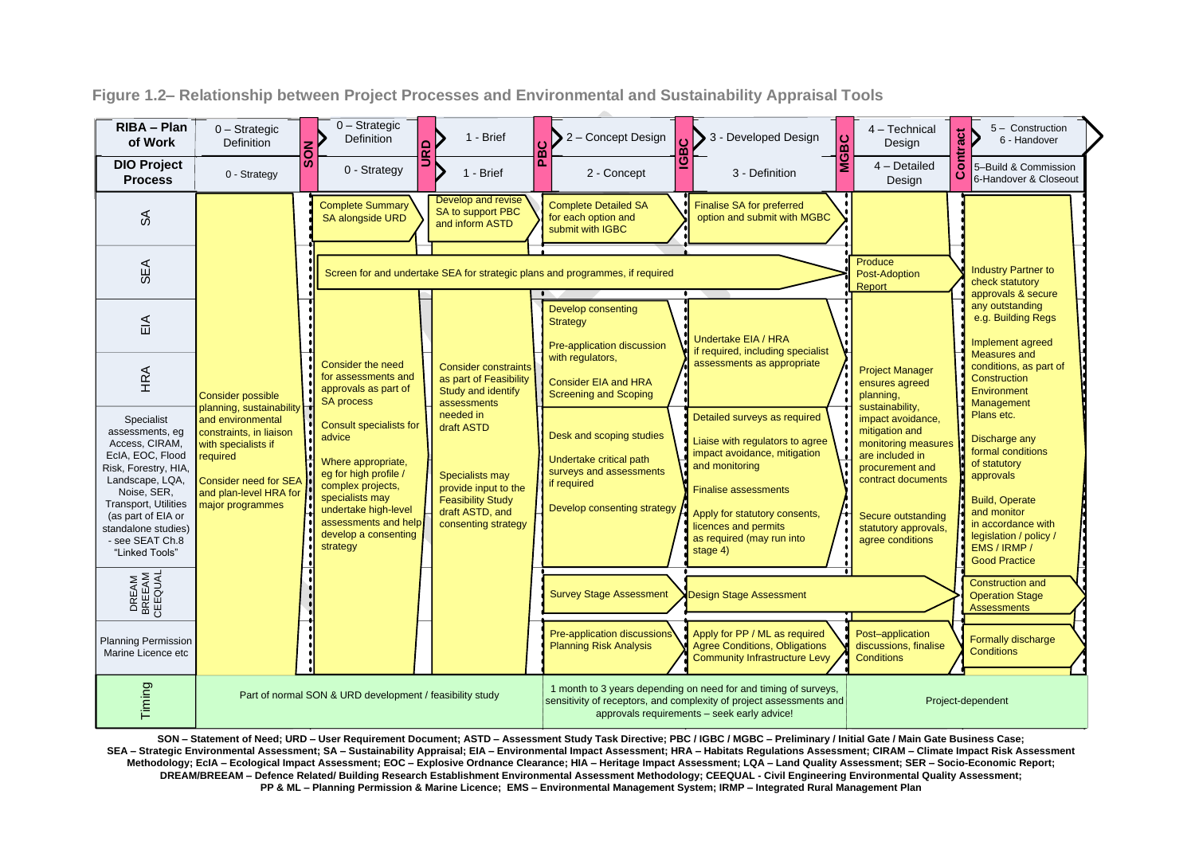**Figure 1.2– Relationship between Project Processes and Environmental and Sustainability Appraisal Tools**

| RIBA – Plan of Work | 0 – Strategic Definition | SON | 0 – Strategic Definition | URD | 1 - Brief | PBC | 2 – Concept Design | IGBC | 3 - Developed Design | MGBC | 4 – Technical Design | Contract | 5 – Construction 6 - Handover |
|---|---|---|---|---|---|---|---|---|---|---|---|---|---|
| **DIO Project Process** | 0 - Strategy | | 0 - Strategy | | 1 - Brief | | 2 - Concept | | 3 - Definition | | 4 – Detailed Design | | 5–Build & Commission 6-Handover & Closeout |
| SA | Consider possible planning, sustainability and environmental constraints, in liaison with specialists if required. Consider need for SEA and plan-level HRA for major programmes | | Complete Summary SA alongside URD | | Develop and revise SA to support PBC and inform ASTD | | Complete Detailed SA for each option and submit with IGBC | | Finalise SA for preferred option and submit with MGBC | | | | |
| SEA | | | Screen for and undertake SEA for strategic plans and programmes, if required | | | | | | | | Produce Post-Adoption Report | | Industry Partner to check statutory approvals & secure any outstanding e.g. Building Regs |
| EIA | | | | | | | Develop consenting Strategy. Pre-application discussion with regulators, | | Undertake EIA / HRA if required, including specialist assessments as appropriate | | | | Implement agreed Measures and conditions, as part of Construction Environment Management Plans etc. |
| HRA | | | Consider the need for assessments and approvals as part of SA process | | Consider constraints as part of Feasibility Study and identify assessments needed in draft ASTD | | Consider EIA and HRA Screening and Scoping | | | | Project Manager ensures agreed planning, sustainability, impact avoidance, mitigation and monitoring measures are included in procurement and contract documents | | Discharge any formal conditions of statutory approvals |
| Specialist assessments, eg Access, CIRAM, EcIA, EOC, Flood Risk, Forestry, HIA, Landscape, LQA, Noise, SER, Transport, Utilities (as part of EIA or standalone studies) - see SEAT Ch.8 "Linked Tools" | | | Consult specialists for advice. Where appropriate, eg for high profile / complex projects, specialists may undertake high-level assessments and help develop a consenting strategy | | Specialists may provide input to the Feasibility Study draft ASTD, and consenting strategy | | Desk and scoping studies. Undertake critical path surveys and assessments if required. Develop consenting strategy | | Detailed surveys as required. Liaise with regulators to agree impact avoidance, mitigation and monitoring. Finalise assessments. Apply for statutory consents, licences and permits as required (may run into stage 4) | | Secure outstanding statutory approvals, agree conditions | | Build, Operate and monitor in accordance with legislation / policy / EMS / IRMP / Good Practice |
| DREAM BREEAM CEEQUAL | | | | | | | Survey Stage Assessment | | Design Stage Assessment | | | | Construction and Operation Stage Assessments |
| Planning Permission Marine Licence etc | | | | | | | Pre-application discussions Planning Risk Analysis | | Apply for PP / ML as required Agree Conditions, Obligations Community Infrastructure Levy | | Post–application discussions, finalise Conditions | | Formally discharge Conditions |
| Timing | Part of normal SON & URD development / feasibility study | | | | | | 1 month to 3 years depending on need for and timing of surveys, sensitivity of receptors, and complexity of project assessments and approvals requirements – seek early advice! | | | | Project-dependent | | |

**SON – Statement of Need; URD – User Requirement Document; ASTD – Assessment Study Task Directive; PBC / IGBC / MGBC – Preliminary / Initial Gate / Main Gate Business Case; SEA – Strategic Environmental Assessment; SA – Sustainability Appraisal; EIA – Environmental Impact Assessment; HRA – Habitats Regulations Assessment; CIRAM – Climate Impact Risk Assessment Methodology; EcIA – Ecological Impact Assessment; EOC – Explosive Ordnance Clearance; HIA – Heritage Impact Assessment; LQA – Land Quality Assessment; SER – Socio-Economic Report; DREAM/BREEAM – Defence Related/ Building Research Establishment Environmental Assessment Methodology; CEEQUAL - Civil Engineering Environmental Quality Assessment; PP & ML – Planning Permission & Marine Licence; EMS – Environmental Management System; IRMP – Integrated Rural Management Plan**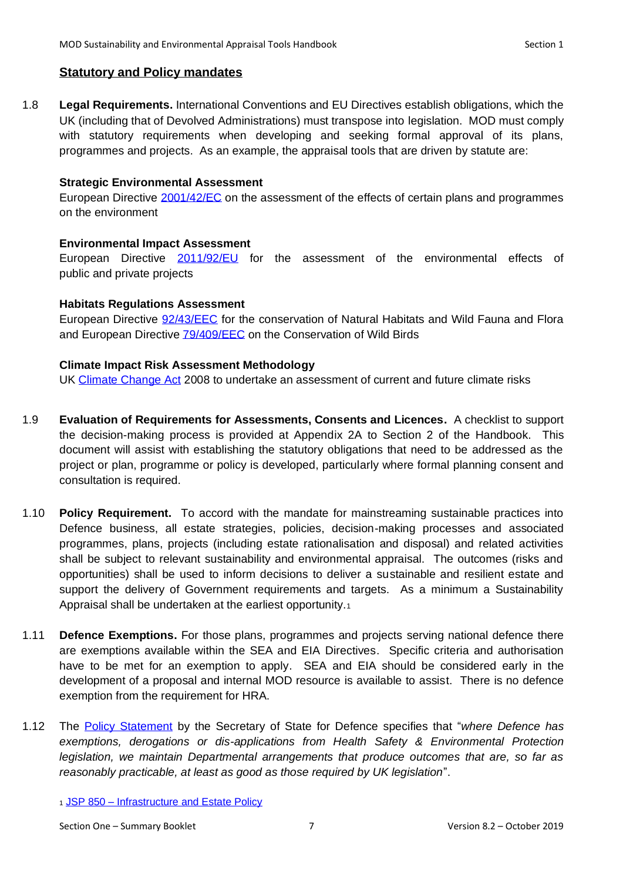## Statutory and Policy mandates

1.8 **Legal Requirements.** International Conventions and EU Directives establish obligations, which the UK (including that of Devolved Administrations) must transpose into legislation. MOD must comply with statutory requirements when developing and seeking formal approval of its plans, programmes and projects. As an example, the appraisal tools that are driven by statute are:

**Strategic Environmental Assessment**
European Directive 2001/42/EC on the assessment of the effects of certain plans and programmes on the environment

**Environmental Impact Assessment**
European Directive 2011/92/EU for the assessment of the environmental effects of public and private projects

**Habitats Regulations Assessment**
European Directive 92/43/EEC for the conservation of Natural Habitats and Wild Fauna and Flora and European Directive 79/409/EEC on the Conservation of Wild Birds

**Climate Impact Risk Assessment Methodology**
UK Climate Change Act 2008 to undertake an assessment of current and future climate risks

1.9 **Evaluation of Requirements for Assessments, Consents and Licences.** A checklist to support the decision-making process is provided at Appendix 2A to Section 2 of the Handbook. This document will assist with establishing the statutory obligations that need to be addressed as the project or plan, programme or policy is developed, particularly where formal planning consent and consultation is required.

1.10 **Policy Requirement.** To accord with the mandate for mainstreaming sustainable practices into Defence business, all estate strategies, policies, decision-making processes and associated programmes, plans, projects (including estate rationalisation and disposal) and related activities shall be subject to relevant sustainability and environmental appraisal. The outcomes (risks and opportunities) shall be used to inform decisions to deliver a sustainable and resilient estate and support the delivery of Government requirements and targets. As a minimum a Sustainability Appraisal shall be undertaken at the earliest opportunity.[1]

1.11 **Defence Exemptions.** For those plans, programmes and projects serving national defence there are exemptions available within the SEA and EIA Directives. Specific criteria and authorisation have to be met for an exemption to apply. SEA and EIA should be considered early in the development of a proposal and internal MOD resource is available to assist. There is no defence exemption from the requirement for HRA.

1.12 The Policy Statement by the Secretary of State for Defence specifies that "*where Defence has exemptions, derogations or dis-applications from Health Safety & Environmental Protection legislation, we maintain Departmental arrangements that produce outcomes that are, so far as reasonably practicable, at least as good as those required by UK legislation*".

[1] JSP 850 – Infrastructure and Estate Policy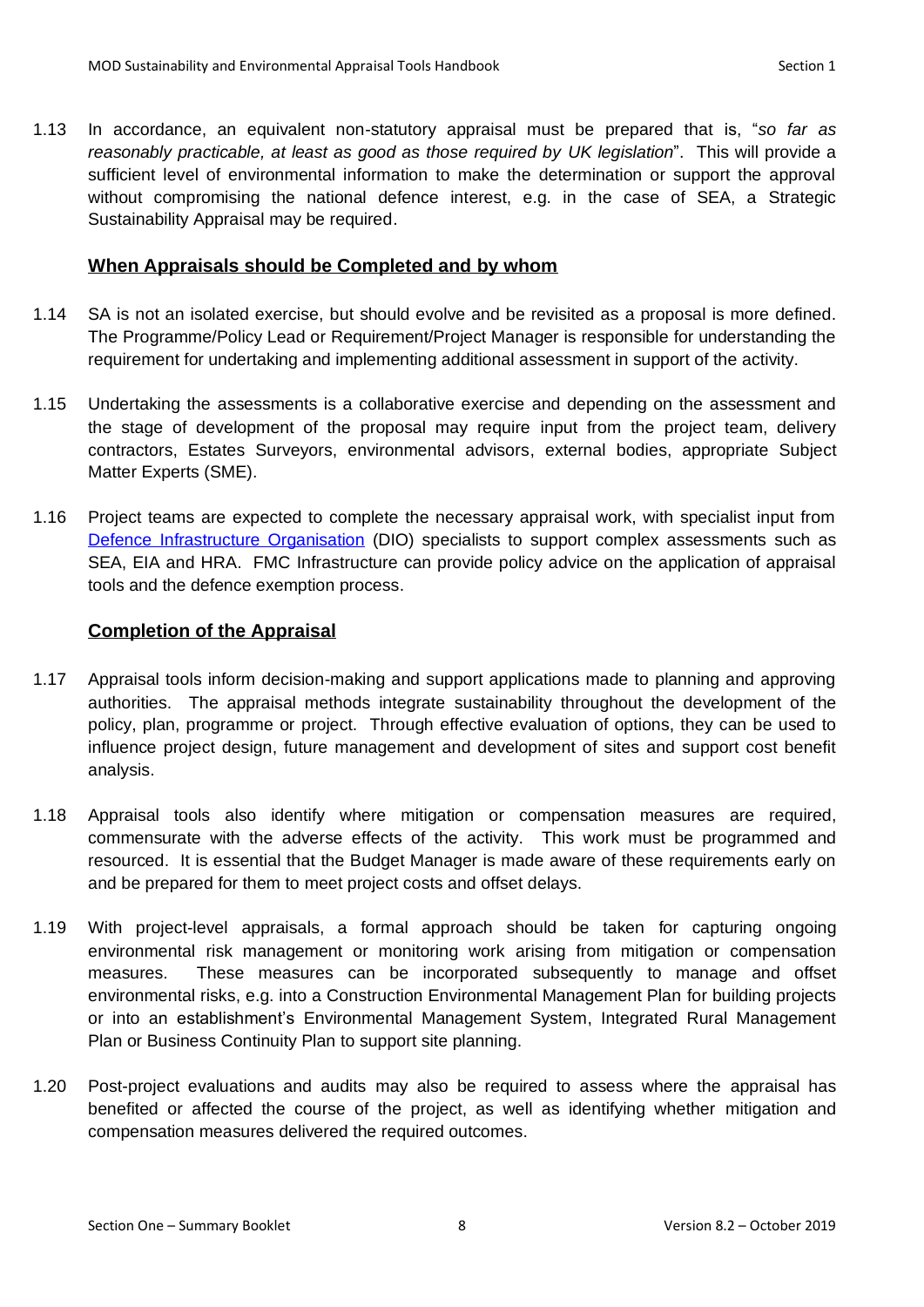1.13 In accordance, an equivalent non-statutory appraisal must be prepared that is, "*so far as reasonably practicable, at least as good as those required by UK legislation*". This will provide a sufficient level of environmental information to make the determination or support the approval without compromising the national defence interest, e.g. in the case of SEA, a Strategic Sustainability Appraisal may be required.

## When Appraisals should be Completed and by whom

1.14 SA is not an isolated exercise, but should evolve and be revisited as a proposal is more defined. The Programme/Policy Lead or Requirement/Project Manager is responsible for understanding the requirement for undertaking and implementing additional assessment in support of the activity.

1.15 Undertaking the assessments is a collaborative exercise and depending on the assessment and the stage of development of the proposal may require input from the project team, delivery contractors, Estates Surveyors, environmental advisors, external bodies, appropriate Subject Matter Experts (SME).

1.16 Project teams are expected to complete the necessary appraisal work, with specialist input from Defence Infrastructure Organisation (DIO) specialists to support complex assessments such as SEA, EIA and HRA. FMC Infrastructure can provide policy advice on the application of appraisal tools and the defence exemption process.

## Completion of the Appraisal

1.17 Appraisal tools inform decision-making and support applications made to planning and approving authorities. The appraisal methods integrate sustainability throughout the development of the policy, plan, programme or project. Through effective evaluation of options, they can be used to influence project design, future management and development of sites and support cost benefit analysis.

1.18 Appraisal tools also identify where mitigation or compensation measures are required, commensurate with the adverse effects of the activity. This work must be programmed and resourced. It is essential that the Budget Manager is made aware of these requirements early on and be prepared for them to meet project costs and offset delays.

1.19 With project-level appraisals, a formal approach should be taken for capturing ongoing environmental risk management or monitoring work arising from mitigation or compensation measures. These measures can be incorporated subsequently to manage and offset environmental risks, e.g. into a Construction Environmental Management Plan for building projects or into an establishment's Environmental Management System, Integrated Rural Management Plan or Business Continuity Plan to support site planning.

1.20 Post-project evaluations and audits may also be required to assess where the appraisal has benefited or affected the course of the project, as well as identifying whether mitigation and compensation measures delivered the required outcomes.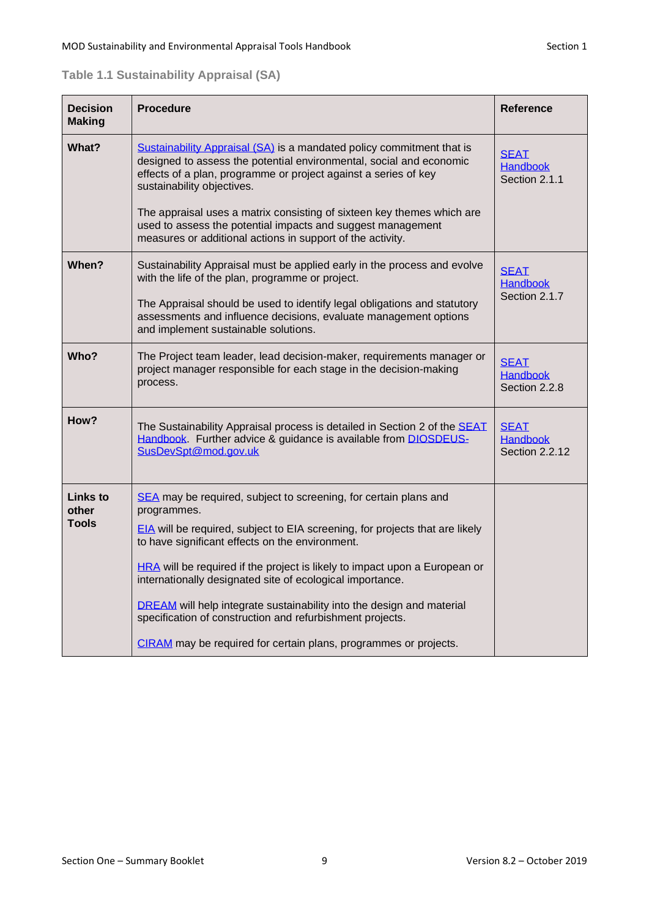### Table 1.1 Sustainability Appraisal (SA)

| Decision Making | Procedure | Reference |
|---|---|---|
| **What?** | Sustainability Appraisal (SA) is a mandated policy commitment that is designed to assess the potential environmental, social and economic effects of a plan, programme or project against a series of key sustainability objectives.<br><br>The appraisal uses a matrix consisting of sixteen key themes which are used to assess the potential impacts and suggest management measures or additional actions in support of the activity. | SEAT Handbook Section 2.1.1 |
| **When?** | Sustainability Appraisal must be applied early in the process and evolve with the life of the plan, programme or project.<br><br>The Appraisal should be used to identify legal obligations and statutory assessments and influence decisions, evaluate management options and implement sustainable solutions. | SEAT Handbook Section 2.1.7 |
| **Who?** | The Project team leader, lead decision-maker, requirements manager or project manager responsible for each stage in the decision-making process. | SEAT Handbook Section 2.2.8 |
| **How?** | The Sustainability Appraisal process is detailed in Section 2 of the SEAT Handbook. Further advice & guidance is available from DIOSDEUS-SusDevSpt@mod.gov.uk | SEAT Handbook Section 2.2.12 |
| **Links to other Tools** | SEA may be required, subject to screening, for certain plans and programmes.<br><br>EIA will be required, subject to EIA screening, for projects that are likely to have significant effects on the environment.<br><br>HRA will be required if the project is likely to impact upon a European or internationally designated site of ecological importance.<br><br>DREAM will help integrate sustainability into the design and material specification of construction and refurbishment projects.<br><br>CIRAM may be required for certain plans, programmes or projects. | |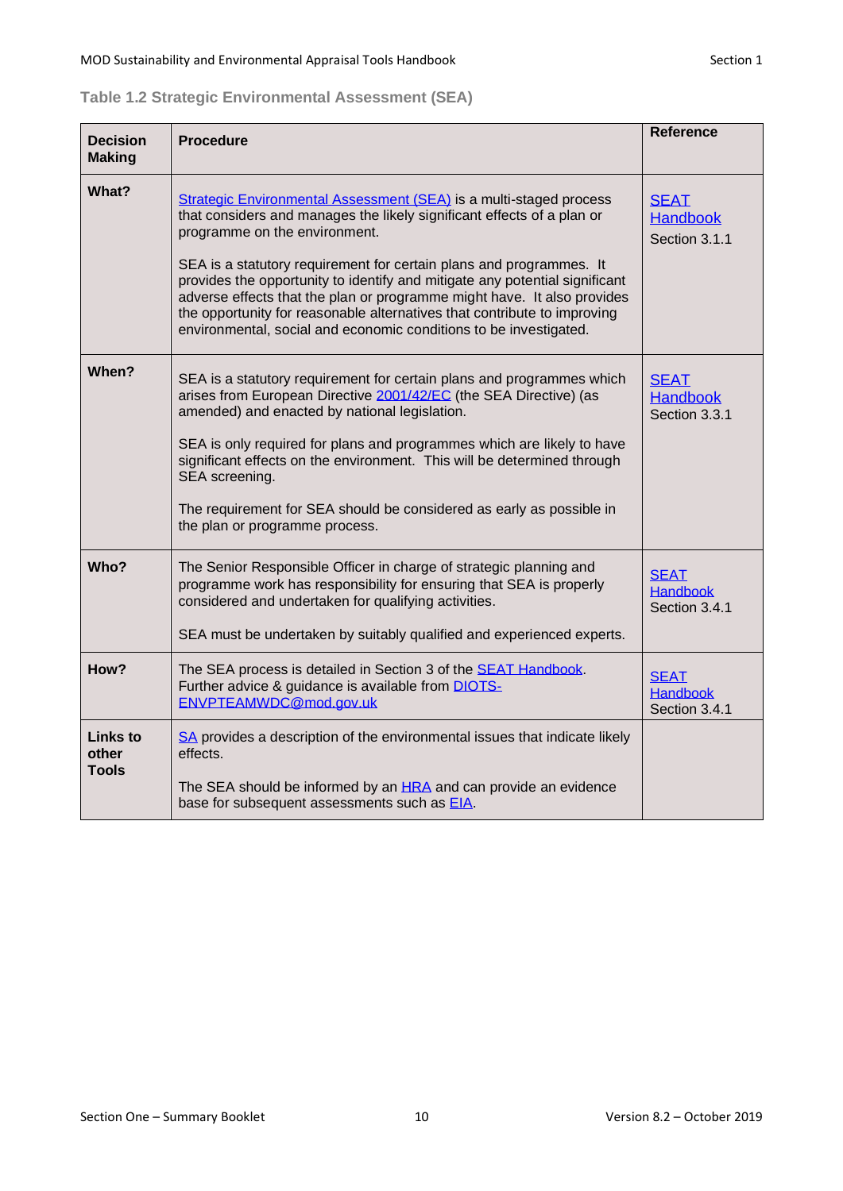### Table 1.2 Strategic Environmental Assessment (SEA)

| Decision Making | Procedure | Reference |
|---|---|---|
| **What?** | Strategic Environmental Assessment (SEA) is a multi-staged process that considers and manages the likely significant effects of a plan or programme on the environment.<br><br>SEA is a statutory requirement for certain plans and programmes. It provides the opportunity to identify and mitigate any potential significant adverse effects that the plan or programme might have. It also provides the opportunity for reasonable alternatives that contribute to improving environmental, social and economic conditions to be investigated. | SEAT Handbook Section 3.1.1 |
| **When?** | SEA is a statutory requirement for certain plans and programmes which arises from European Directive 2001/42/EC (the SEA Directive) (as amended) and enacted by national legislation.<br><br>SEA is only required for plans and programmes which are likely to have significant effects on the environment. This will be determined through SEA screening.<br><br>The requirement for SEA should be considered as early as possible in the plan or programme process. | SEAT Handbook Section 3.3.1 |
| **Who?** | The Senior Responsible Officer in charge of strategic planning and programme work has responsibility for ensuring that SEA is properly considered and undertaken for qualifying activities.<br><br>SEA must be undertaken by suitably qualified and experienced experts. | SEAT Handbook Section 3.4.1 |
| **How?** | The SEA process is detailed in Section 3 of the SEAT Handbook. Further advice & guidance is available from DIOTS-ENVPTEAMWDC@mod.gov.uk | SEAT Handbook Section 3.4.1 |
| **Links to other Tools** | SA provides a description of the environmental issues that indicate likely effects.<br><br>The SEA should be informed by an HRA and can provide an evidence base for subsequent assessments such as EIA. | |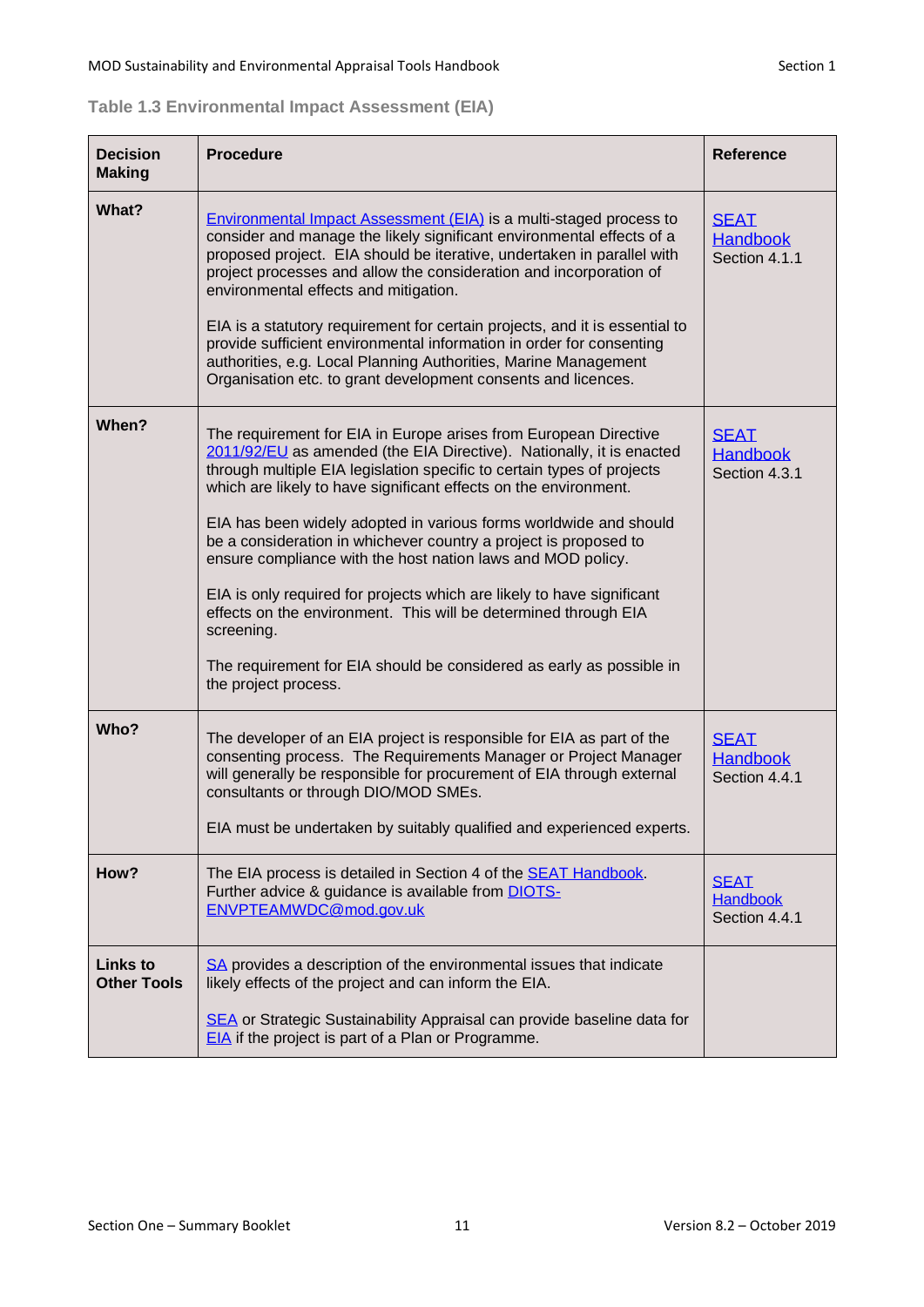### Table 1.3 Environmental Impact Assessment (EIA)

| Decision Making | Procedure | Reference |
|---|---|---|
| **What?** | Environmental Impact Assessment (EIA) is a multi-staged process to consider and manage the likely significant environmental effects of a proposed project. EIA should be iterative, undertaken in parallel with project processes and allow the consideration and incorporation of environmental effects and mitigation.<br><br>EIA is a statutory requirement for certain projects, and it is essential to provide sufficient environmental information in order for consenting authorities, e.g. Local Planning Authorities, Marine Management Organisation etc. to grant development consents and licences. | SEAT Handbook Section 4.1.1 |
| **When?** | The requirement for EIA in Europe arises from European Directive 2011/92/EU as amended (the EIA Directive). Nationally, it is enacted through multiple EIA legislation specific to certain types of projects which are likely to have significant effects on the environment.<br><br>EIA has been widely adopted in various forms worldwide and should be a consideration in whichever country a project is proposed to ensure compliance with the host nation laws and MOD policy.<br><br>EIA is only required for projects which are likely to have significant effects on the environment. This will be determined through EIA screening.<br><br>The requirement for EIA should be considered as early as possible in the project process. | SEAT Handbook Section 4.3.1 |
| **Who?** | The developer of an EIA project is responsible for EIA as part of the consenting process. The Requirements Manager or Project Manager will generally be responsible for procurement of EIA through external consultants or through DIO/MOD SMEs.<br><br>EIA must be undertaken by suitably qualified and experienced experts. | SEAT Handbook Section 4.4.1 |
| **How?** | The EIA process is detailed in Section 4 of the SEAT Handbook. Further advice & guidance is available from DIOTS-ENVPTEAMWDC@mod.gov.uk | SEAT Handbook Section 4.4.1 |
| **Links to Other Tools** | SA provides a description of the environmental issues that indicate likely effects of the project and can inform the EIA.<br><br>SEA or Strategic Sustainability Appraisal can provide baseline data for EIA if the project is part of a Plan or Programme. | |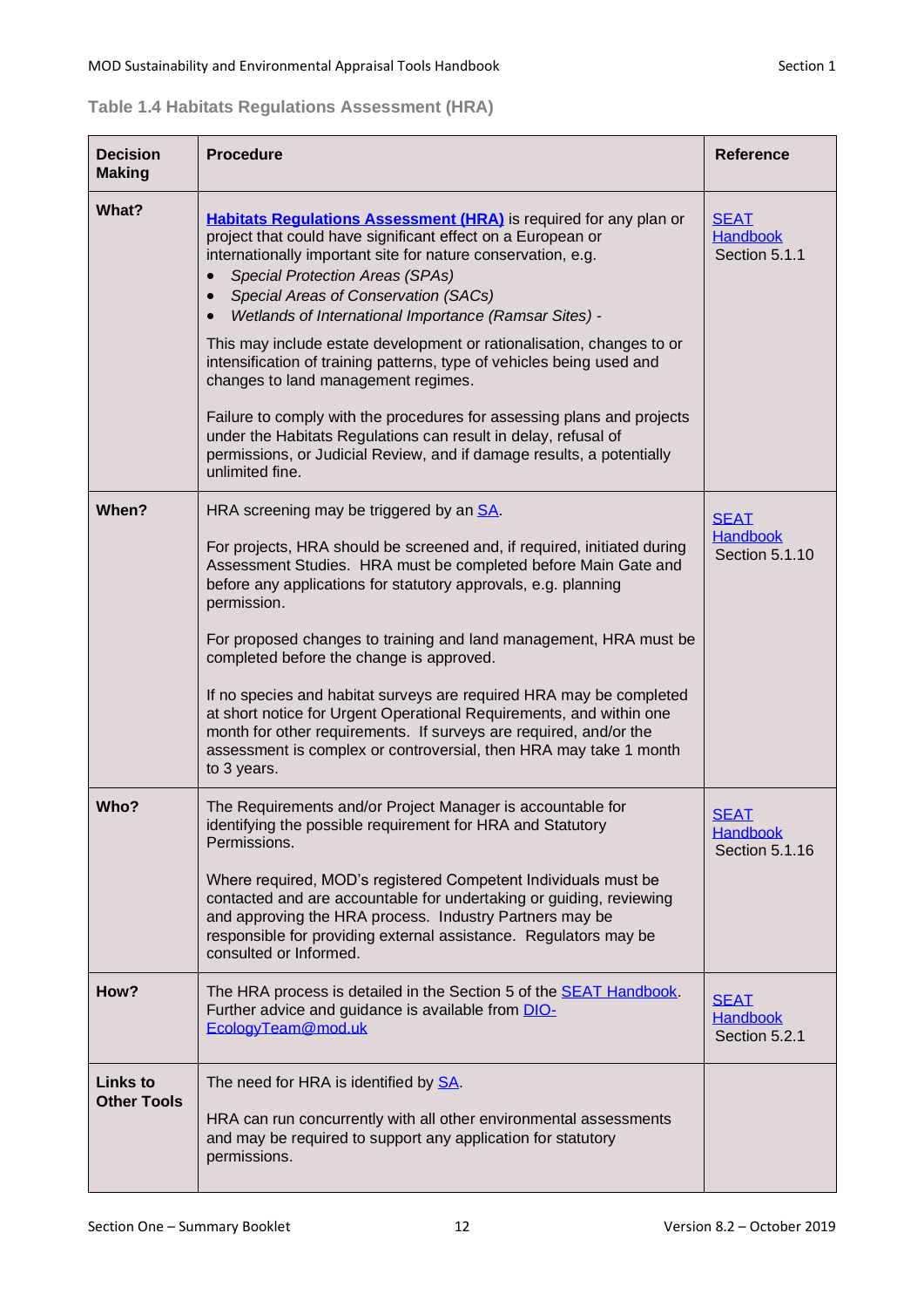### Table 1.4 Habitats Regulations Assessment (HRA)

| Decision Making | Procedure | Reference |
|---|---|---|
| **What?** | **Habitats Regulations Assessment (HRA)** is required for any plan or project that could have significant effect on a European or internationally important site for nature conservation, e.g.<br>• *Special Protection Areas (SPAs)*<br>• *Special Areas of Conservation (SACs)*<br>• *Wetlands of International Importance (Ramsar Sites) -*<br><br>This may include estate development or rationalisation, changes to or intensification of training patterns, type of vehicles being used and changes to land management regimes.<br><br>Failure to comply with the procedures for assessing plans and projects under the Habitats Regulations can result in delay, refusal of permissions, or Judicial Review, and if damage results, a potentially unlimited fine. | SEAT Handbook Section 5.1.1 |
| **When?** | HRA screening may be triggered by an SA.<br><br>For projects, HRA should be screened and, if required, initiated during Assessment Studies. HRA must be completed before Main Gate and before any applications for statutory approvals, e.g. planning permission.<br><br>For proposed changes to training and land management, HRA must be completed before the change is approved.<br><br>If no species and habitat surveys are required HRA may be completed at short notice for Urgent Operational Requirements, and within one month for other requirements. If surveys are required, and/or the assessment is complex or controversial, then HRA may take 1 month to 3 years. | SEAT Handbook Section 5.1.10 |
| **Who?** | The Requirements and/or Project Manager is accountable for identifying the possible requirement for HRA and Statutory Permissions.<br><br>Where required, MOD's registered Competent Individuals must be contacted and are accountable for undertaking or guiding, reviewing and approving the HRA process. Industry Partners may be responsible for providing external assistance. Regulators may be consulted or Informed. | SEAT Handbook Section 5.1.16 |
| **How?** | The HRA process is detailed in the Section 5 of the SEAT Handbook. Further advice and guidance is available from DIO-EcologyTeam@mod.uk | SEAT Handbook Section 5.2.1 |
| **Links to Other Tools** | The need for HRA is identified by SA.<br><br>HRA can run concurrently with all other environmental assessments and may be required to support any application for statutory permissions. | |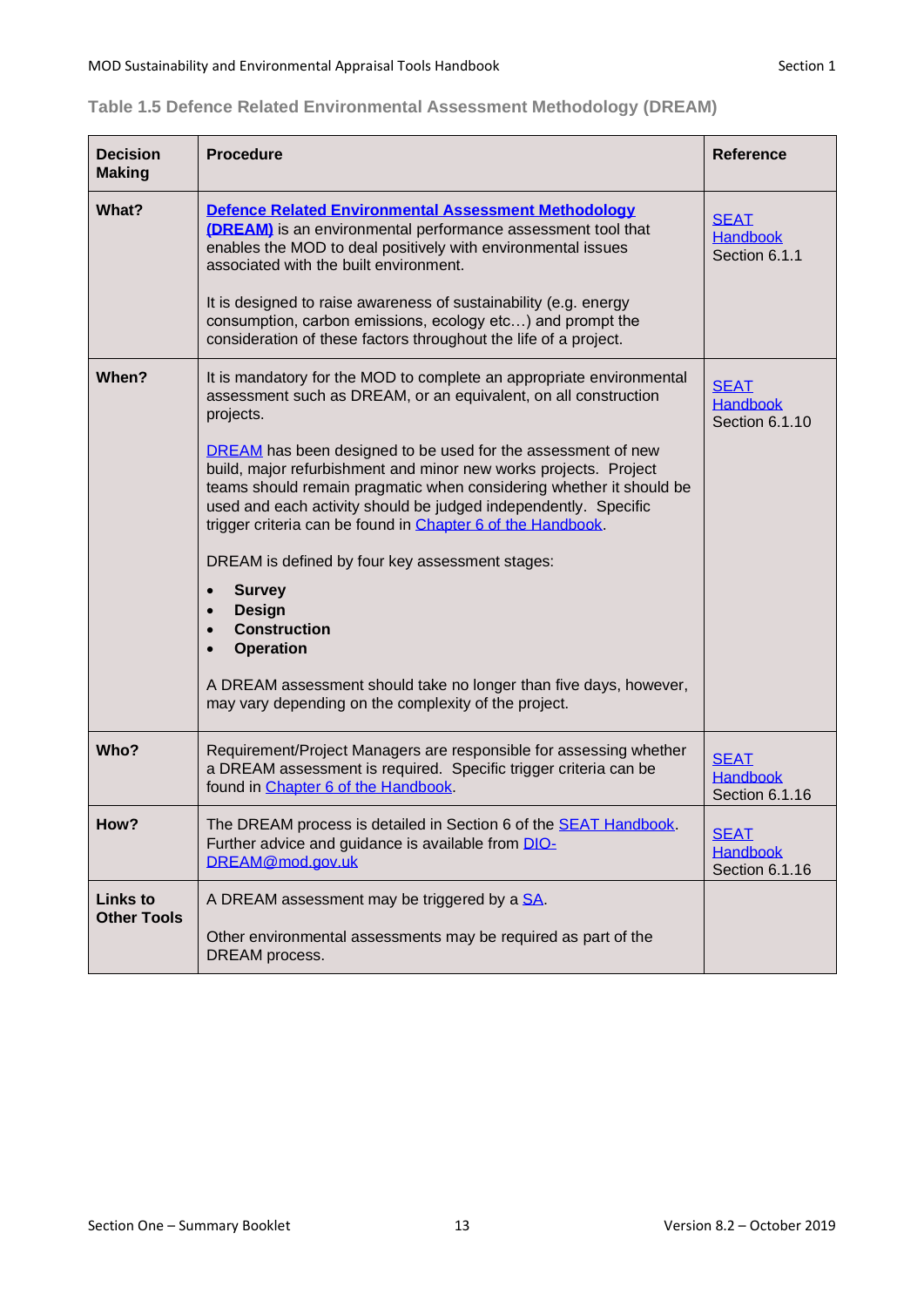### Table 1.5 Defence Related Environmental Assessment Methodology (DREAM)

| Decision Making | Procedure | Reference |
|---|---|---|
| **What?** | **Defence Related Environmental Assessment Methodology (DREAM)** is an environmental performance assessment tool that enables the MOD to deal positively with environmental issues associated with the built environment.<br><br>It is designed to raise awareness of sustainability (e.g. energy consumption, carbon emissions, ecology etc…) and prompt the consideration of these factors throughout the life of a project. | SEAT Handbook Section 6.1.1 |
| **When?** | It is mandatory for the MOD to complete an appropriate environmental assessment such as DREAM, or an equivalent, on all construction projects.<br><br>DREAM has been designed to be used for the assessment of new build, major refurbishment and minor new works projects. Project teams should remain pragmatic when considering whether it should be used and each activity should be judged independently. Specific trigger criteria can be found in Chapter 6 of the Handbook.<br><br>DREAM is defined by four key assessment stages:<br>• **Survey**<br>• **Design**<br>• **Construction**<br>• **Operation**<br><br>A DREAM assessment should take no longer than five days, however, may vary depending on the complexity of the project. | SEAT Handbook Section 6.1.10 |
| **Who?** | Requirement/Project Managers are responsible for assessing whether a DREAM assessment is required. Specific trigger criteria can be found in Chapter 6 of the Handbook. | SEAT Handbook Section 6.1.16 |
| **How?** | The DREAM process is detailed in Section 6 of the SEAT Handbook. Further advice and guidance is available from DIO-DREAM@mod.gov.uk | SEAT Handbook Section 6.1.16 |
| **Links to Other Tools** | A DREAM assessment may be triggered by a SA.<br><br>Other environmental assessments may be required as part of the DREAM process. | |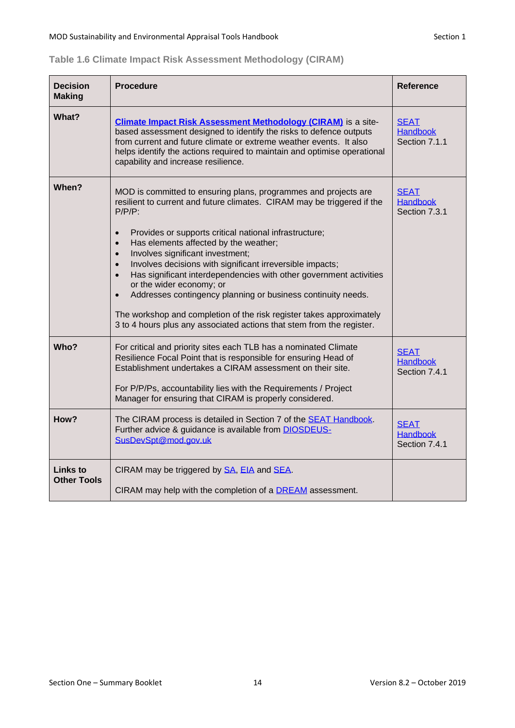### Table 1.6 Climate Impact Risk Assessment Methodology (CIRAM)

| Decision Making | Procedure | Reference |
|---|---|---|
| **What?** | **Climate Impact Risk Assessment Methodology (CIRAM)** is a site-based assessment designed to identify the risks to defence outputs from current and future climate or extreme weather events. It also helps identify the actions required to maintain and optimise operational capability and increase resilience. | SEAT Handbook Section 7.1.1 |
| **When?** | MOD is committed to ensuring plans, programmes and projects are resilient to current and future climates. CIRAM may be triggered if the P/P/P:<br>• Provides or supports critical national infrastructure;<br>• Has elements affected by the weather;<br>• Involves significant investment;<br>• Involves decisions with significant irreversible impacts;<br>• Has significant interdependencies with other government activities or the wider economy; or<br>• Addresses contingency planning or business continuity needs.<br><br>The workshop and completion of the risk register takes approximately 3 to 4 hours plus any associated actions that stem from the register. | SEAT Handbook Section 7.3.1 |
| **Who?** | For critical and priority sites each TLB has a nominated Climate Resilience Focal Point that is responsible for ensuring Head of Establishment undertakes a CIRAM assessment on their site.<br><br>For P/P/Ps, accountability lies with the Requirements / Project Manager for ensuring that CIRAM is properly considered. | SEAT Handbook Section 7.4.1 |
| **How?** | The CIRAM process is detailed in Section 7 of the SEAT Handbook. Further advice & guidance is available from DIOSDEUS-SusDevSpt@mod.gov.uk | SEAT Handbook Section 7.4.1 |
| **Links to Other Tools** | CIRAM may be triggered by SA, EIA and SEA.<br><br>CIRAM may help with the completion of a DREAM assessment. | |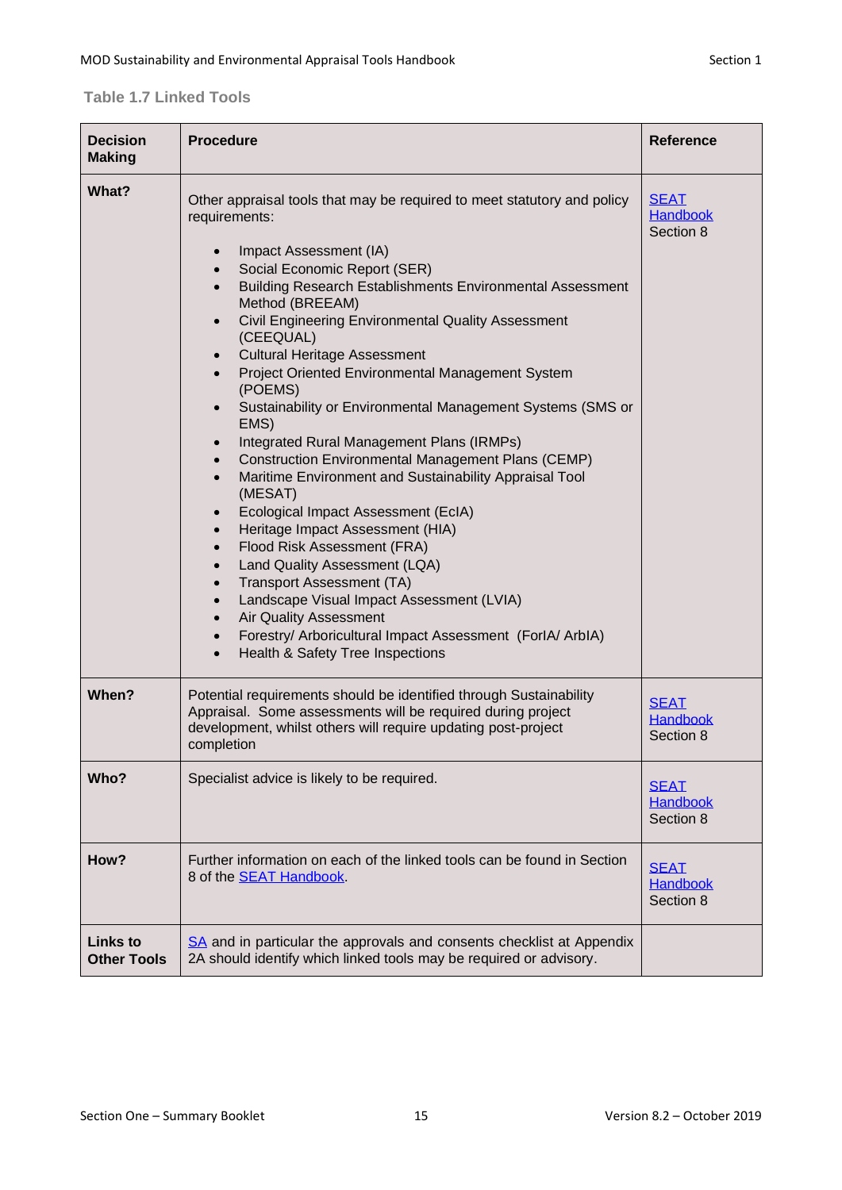### Table 1.7 Linked Tools

| Decision Making | Procedure | Reference |
|---|---|---|
| **What?** | Other appraisal tools that may be required to meet statutory and policy requirements:<br><br>• Impact Assessment (IA)<br>• Social Economic Report (SER)<br>• Building Research Establishments Environmental Assessment Method (BREEAM)<br>• Civil Engineering Environmental Quality Assessment (CEEQUAL)<br>• Cultural Heritage Assessment<br>• Project Oriented Environmental Management System (POEMS)<br>• Sustainability or Environmental Management Systems (SMS or EMS)<br>• Integrated Rural Management Plans (IRMPs)<br>• Construction Environmental Management Plans (CEMP)<br>• Maritime Environment and Sustainability Appraisal Tool (MESAT)<br>• Ecological Impact Assessment (EcIA)<br>• Heritage Impact Assessment (HIA)<br>• Flood Risk Assessment (FRA)<br>• Land Quality Assessment (LQA)<br>• Transport Assessment (TA)<br>• Landscape Visual Impact Assessment (LVIA)<br>• Air Quality Assessment<br>• Forestry/ Arboricultural Impact Assessment (ForIA/ ArbIA)<br>• Health & Safety Tree Inspections | SEAT Handbook Section 8 |
| **When?** | Potential requirements should be identified through Sustainability Appraisal. Some assessments will be required during project development, whilst others will require updating post-project completion | SEAT Handbook Section 8 |
| **Who?** | Specialist advice is likely to be required. | SEAT Handbook Section 8 |
| **How?** | Further information on each of the linked tools can be found in Section 8 of the SEAT Handbook. | SEAT Handbook Section 8 |
| **Links to Other Tools** | SA and in particular the approvals and consents checklist at Appendix 2A should identify which linked tools may be required or advisory. | |